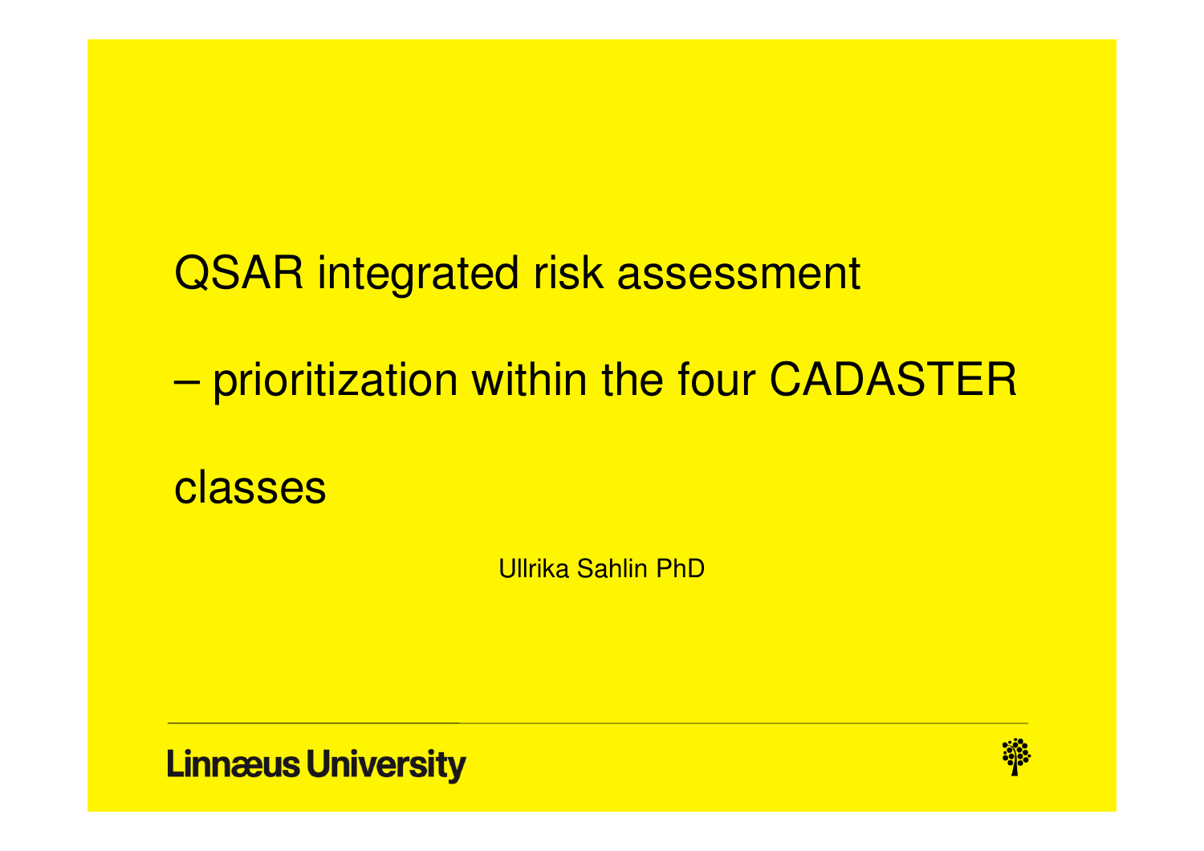# QSAR integrated risk assessment

# – prioritization within the four CADASTER classes

Ullrika Sahlin PhD

**Linnæus University**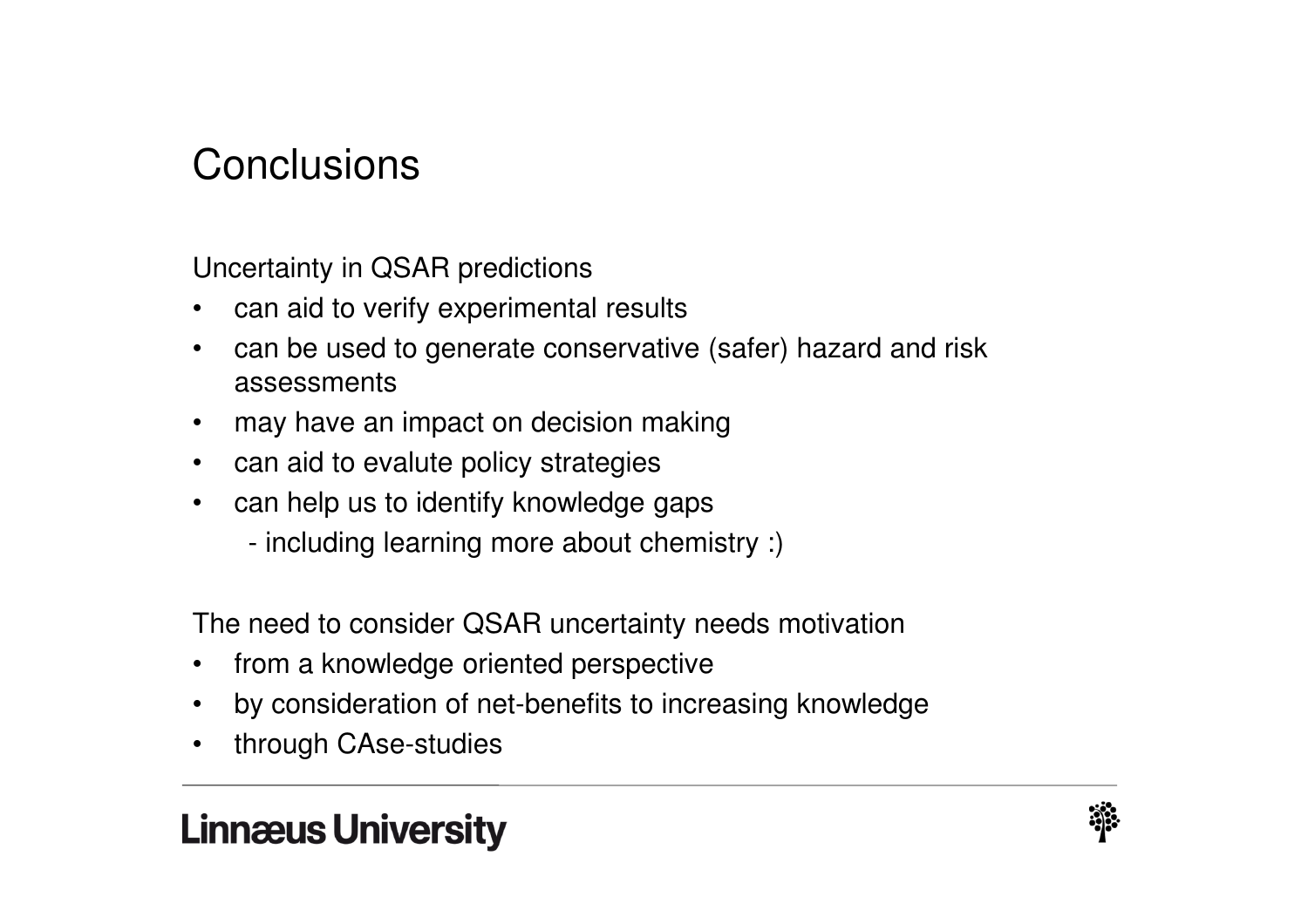# Conclusions

Uncertainty in QSAR predictions

- can aid to verify experimental results
- can be used to generate conservative (safer) hazard and risk assessments
- may have an impact on decision making
- can aid to evalute policy strategies
- can help us to identify knowledge gaps
  - including learning more about chemistry :)

The need to consider QSAR uncertainty needs motivation

- from a knowledge oriented perspective
- by consideration of net-benefits to increasing knowledge
- through CAse-studies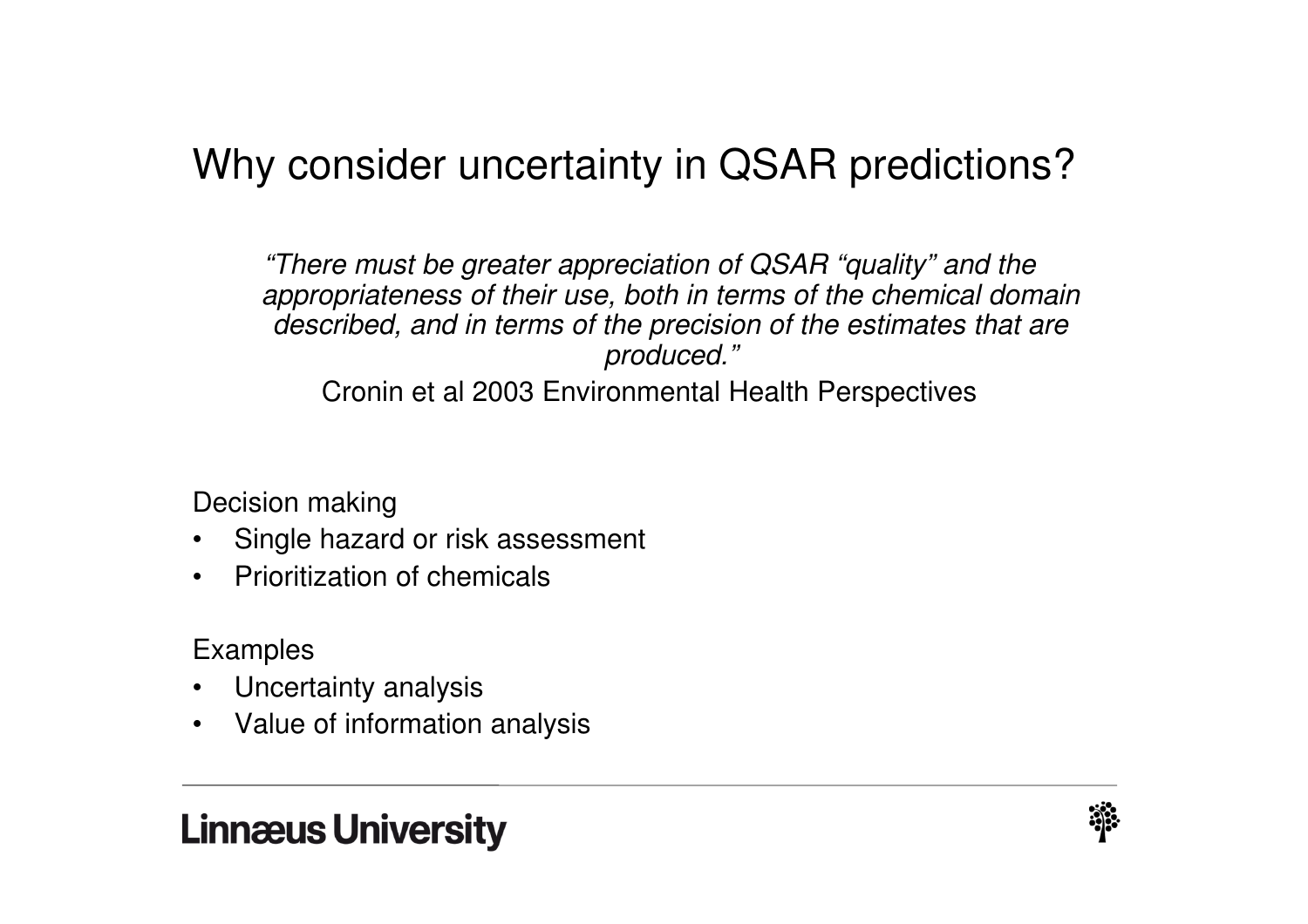# Why consider uncertainty in QSAR predictions?

> *"There must be greater appreciation of QSAR "quality" and the appropriateness of their use, both in terms of the chemical domain described, and in terms of the precision of the estimates that are produced."*
>
> Cronin et al 2003 Environmental Health Perspectives

Decision making

- Single hazard or risk assessment
- Prioritization of chemicals

Examples

- Uncertainty analysis
- Value of information analysis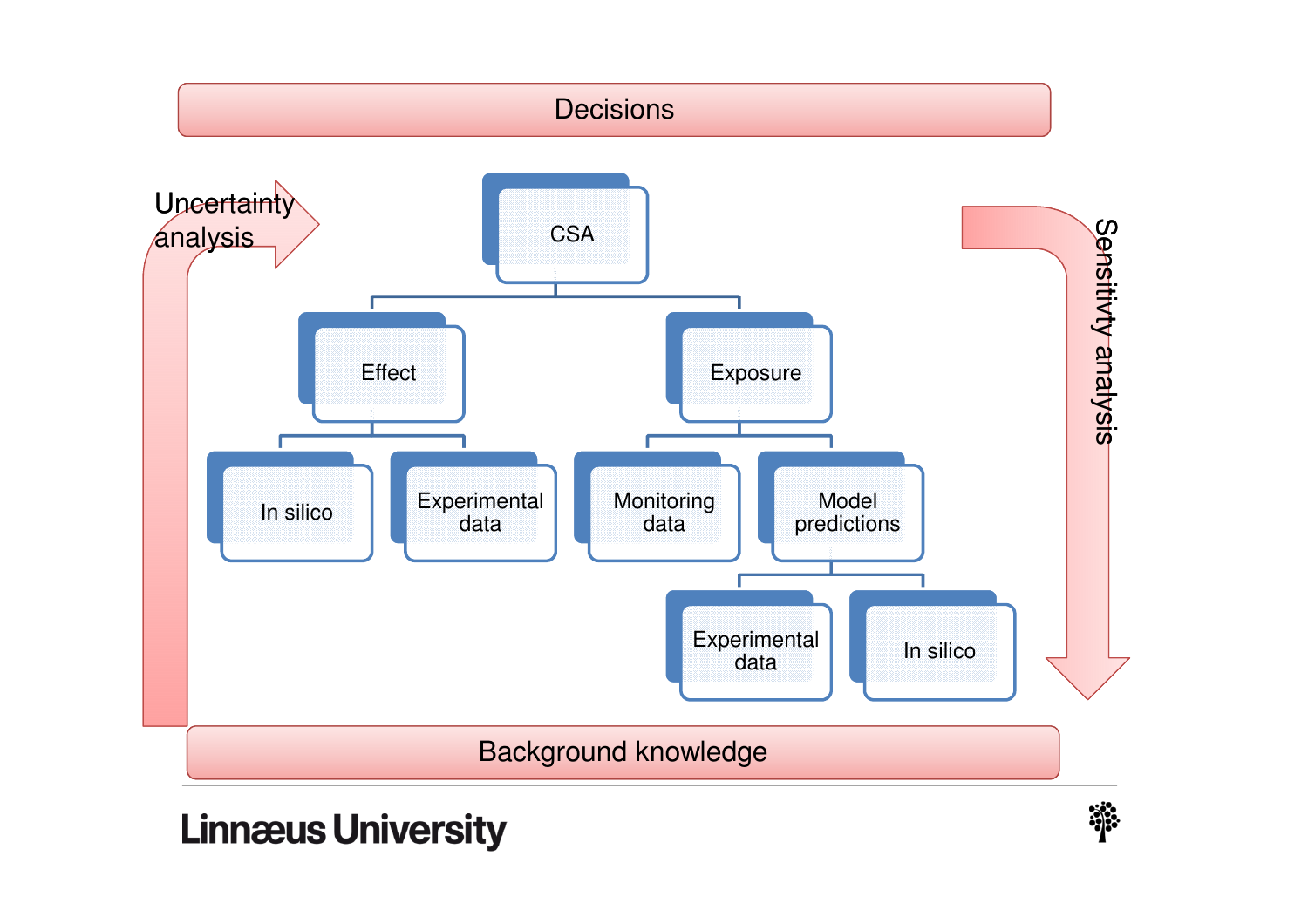Decisions

Uncertainty analysis

Sensitivity analysis

- CSA
  - Effect
    - In silico
    - Experimental data
  - Exposure
    - Monitoring data
    - Model predictions
      - Experimental data
      - In silico

Background knowledge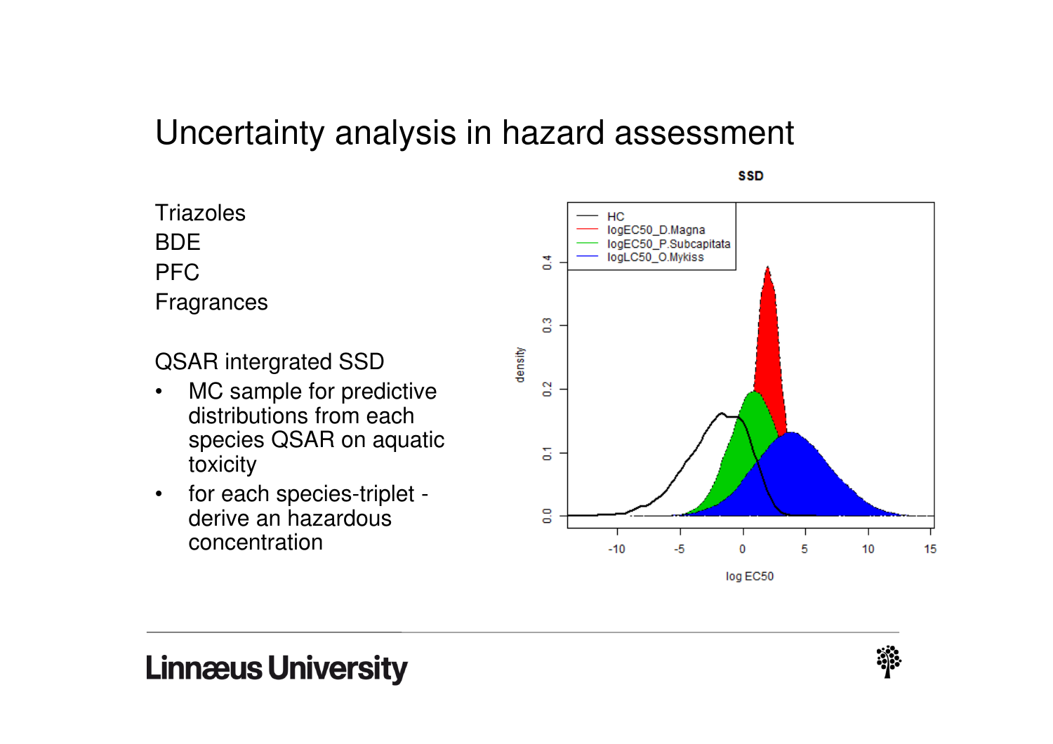# Uncertainty analysis in hazard assessment

Triazoles
BDE
PFC
Fragrances

QSAR intergrated SSD

- MC sample for predictive distributions from each species QSAR on aquatic toxicity
- for each species-triplet - derive an hazardous concentration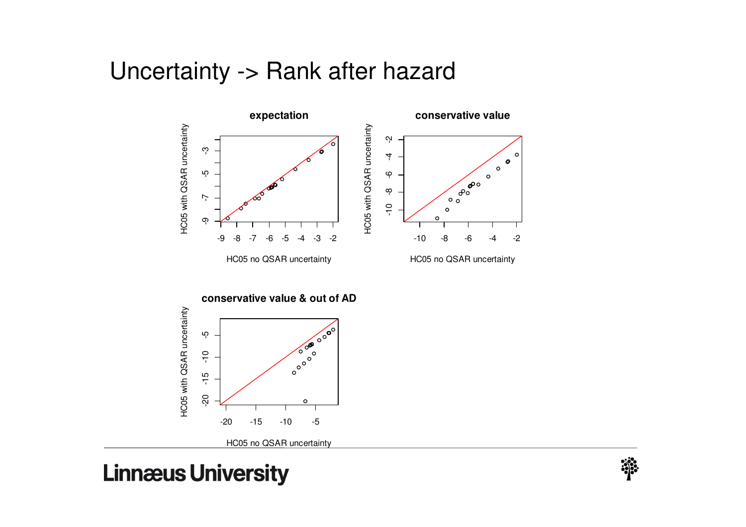# Uncertainty -> Rank after hazard

**expectation**

HC05 with QSAR uncertainty

HC05 no QSAR uncertainty

**conservative value**

HC05 with QSAR uncertainty

HC05 no QSAR uncertainty

**conservative value & out of AD**

HC05 with QSAR uncertainty

HC05 no QSAR uncertainty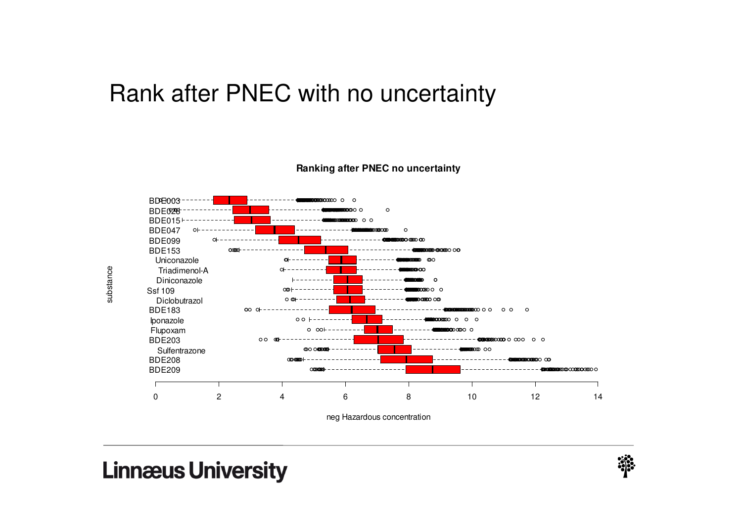# Rank after PNEC with no uncertainty

**Ranking after PNEC no uncertainty**

substance

BDE003
BDE028
BDE015
BDE047
BDE099
BDE153
Uniconazole
Triadimenol-A
Diniconazole
Ssf 109
Diclobutrazol
BDE183
Iponazole
Flupoxam
BDE203
Sulfentrazone
BDE208
BDE209

0 2 4 6 8 10 12 14

neg Hazardous concentration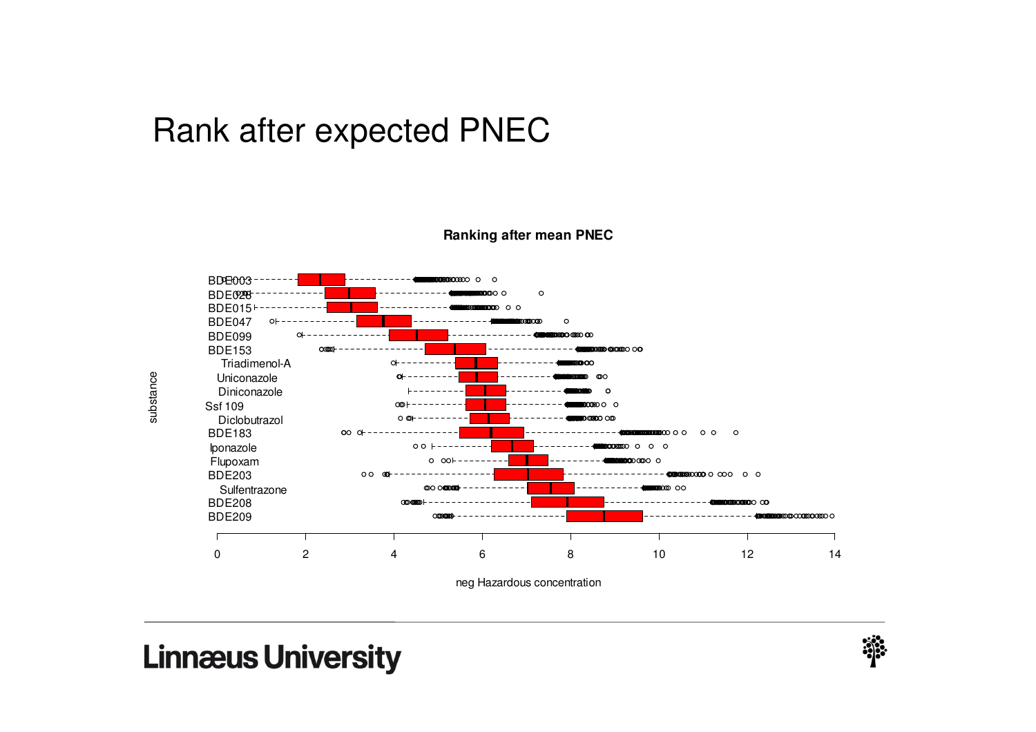# Rank after expected PNEC

**Ranking after mean PNEC**

substance: BDE003, BDE028, BDE015, BDE047, BDE099, BDE153, Triadimenol-A, Uniconazole, Diniconazole, Ssf 109, Diclobutrazol, BDE183, Iponazole, Flupoxam, BDE203, Sulfentrazone, BDE208, BDE209

neg Hazardous concentration: 0, 2, 4, 6, 8, 10, 12, 14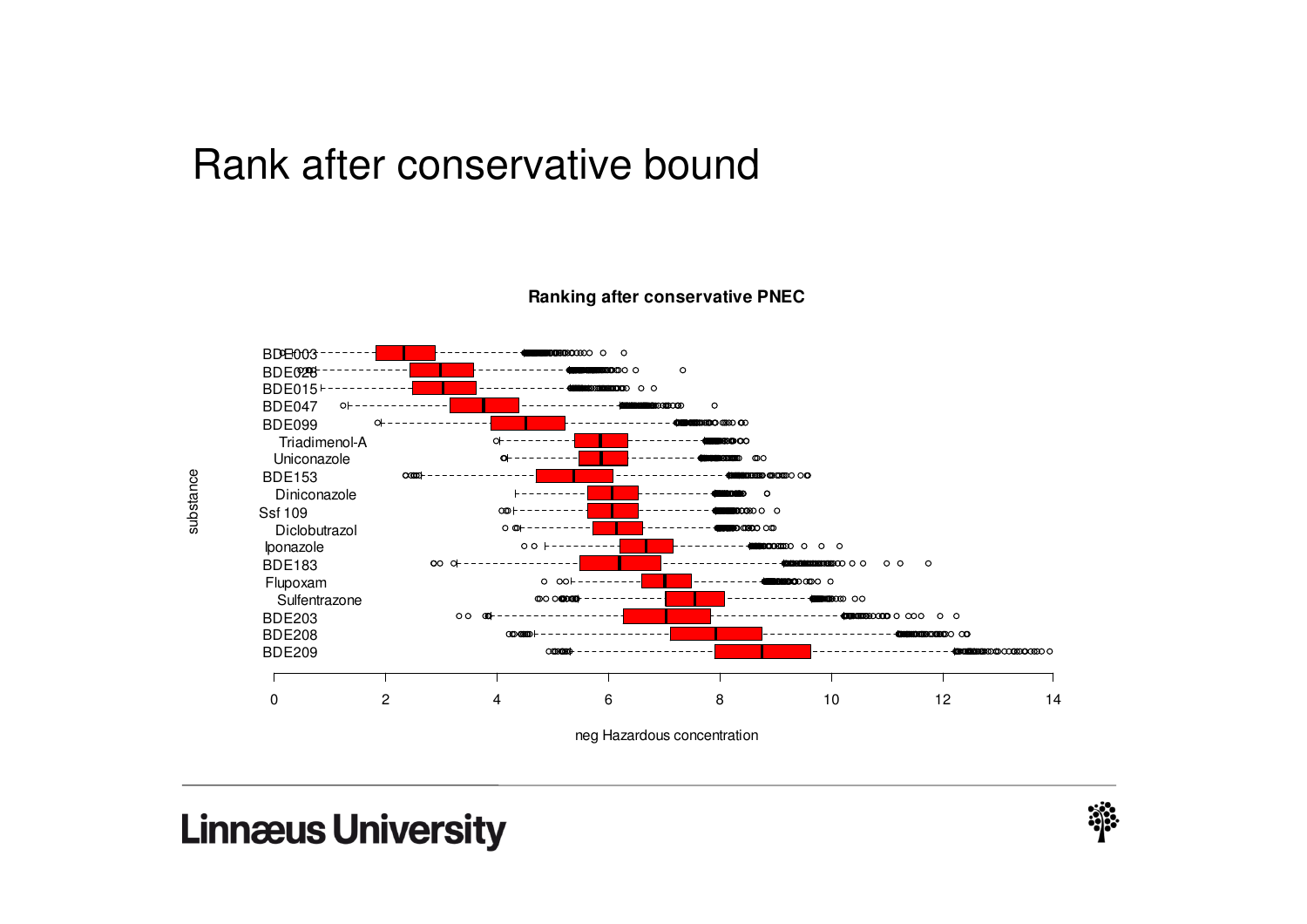# Rank after conservative bound

**Ranking after conservative PNEC**

substance

BDE003
BDE028
BDE015
BDE047
BDE099
Triadimenol-A
Uniconazole
BDE153
Diniconazole
Ssf 109
Diclobutrazol
Iponazole
BDE183
Flupoxam
Sulfentrazone
BDE203
BDE208
BDE209

0 2 4 6 8 10 12 14

neg Hazardous concentration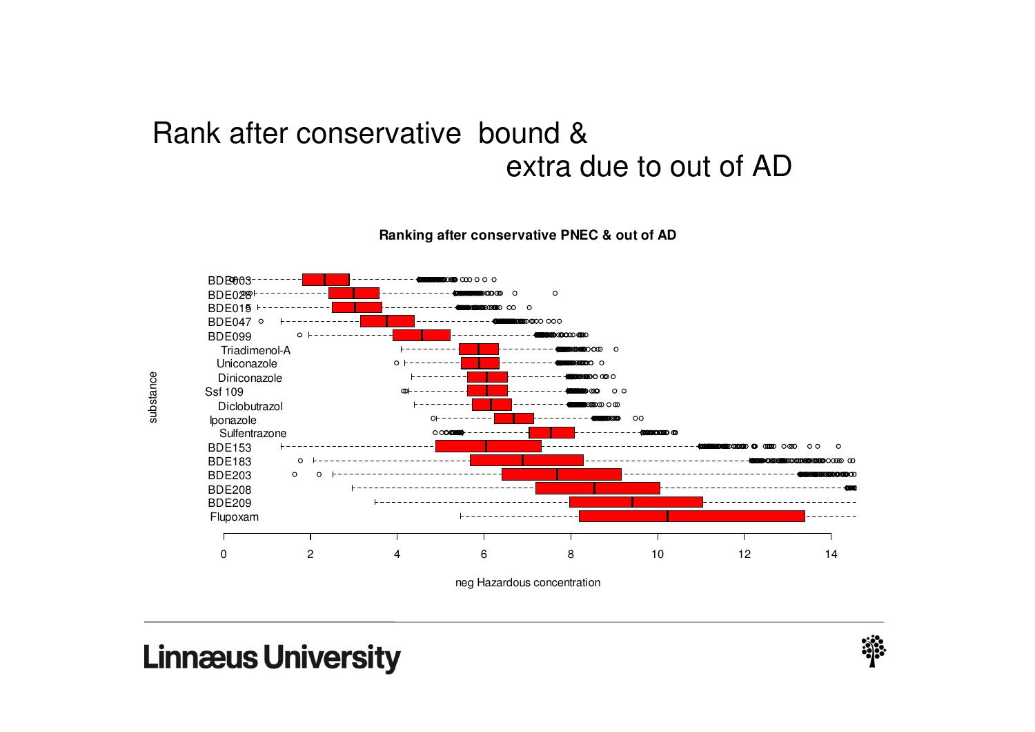# Rank after conservative bound & extra due to out of AD

**Ranking after conservative PNEC & out of AD**

substance: BDE003, BDE028, BDE015, BDE047, BDE099, Triadimenol-A, Uniconazole, Diniconazole, Ssf 109, Diclobutrazol, Ipconazole, Sulfentrazone, BDE153, BDE183, BDE203, BDE208, BDE209, Flupoxam

neg Hazardous concentration: 0, 2, 4, 6, 8, 10, 12, 14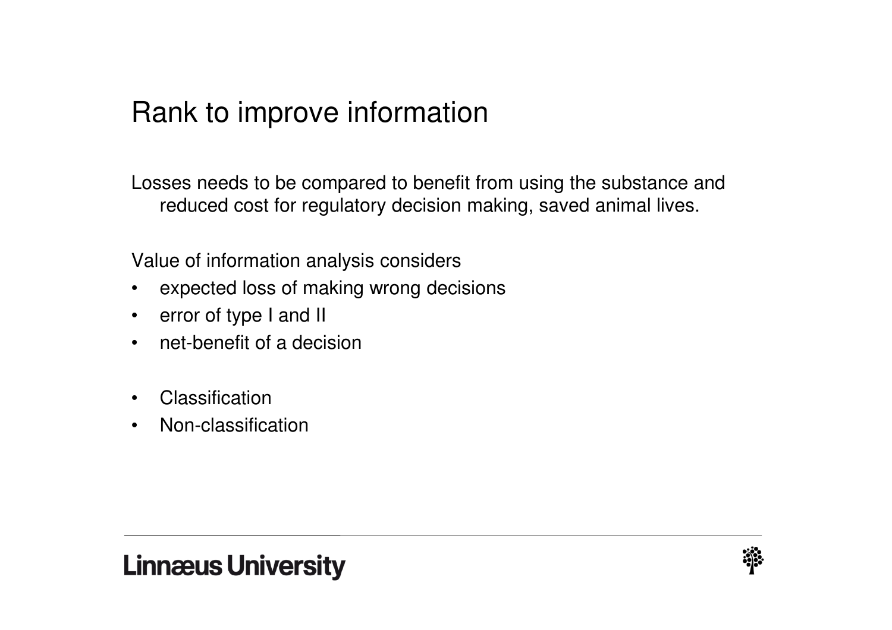# Rank to improve information

Losses needs to be compared to benefit from using the substance and reduced cost for regulatory decision making, saved animal lives.

Value of information analysis considers

- expected loss of making wrong decisions
- error of type I and II
- net-benefit of a decision

- Classification
- Non-classification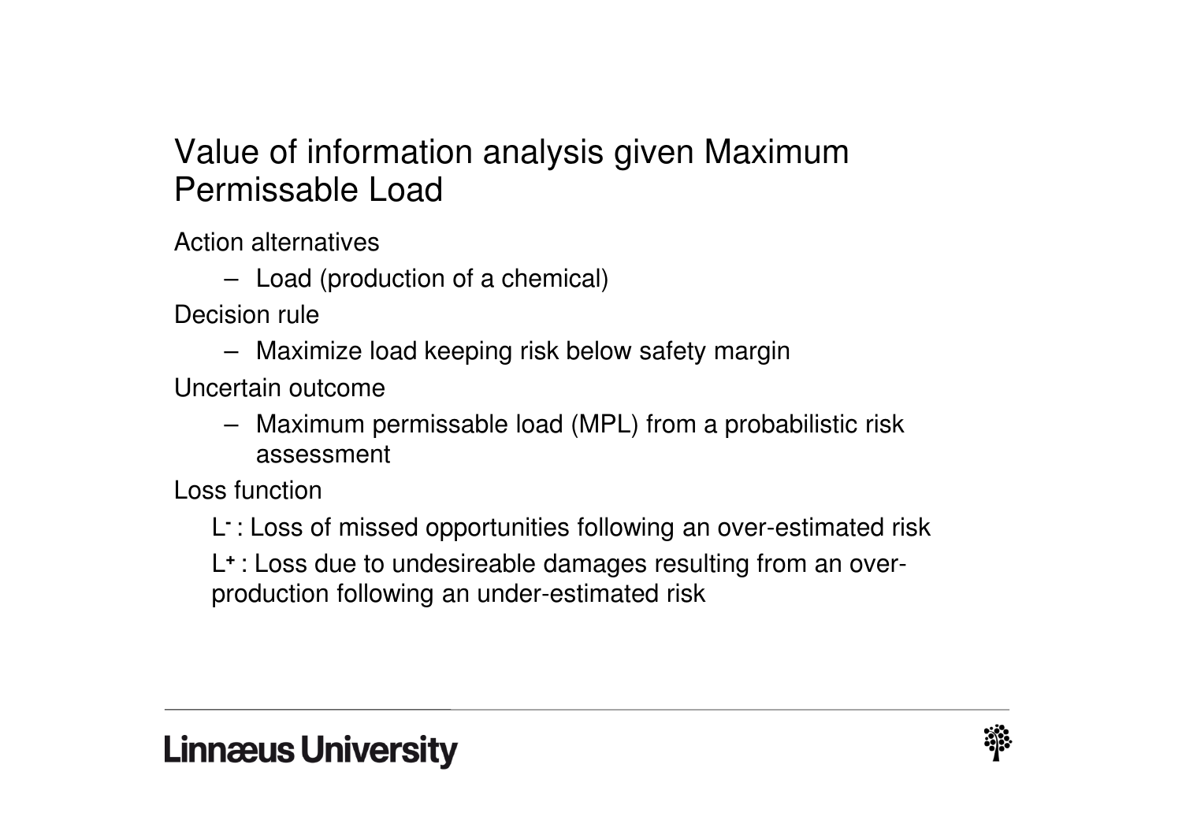## Value of information analysis given Maximum Permissable Load

Action alternatives

- Load (production of a chemical)

Decision rule

- Maximize load keeping risk below safety margin

Uncertain outcome

- Maximum permissable load (MPL) from a probabilistic risk assessment

Loss function

$L^-$ : Loss of missed opportunities following an over-estimated risk

$L^+$ : Loss due to undesireable damages resulting from an over-production following an under-estimated risk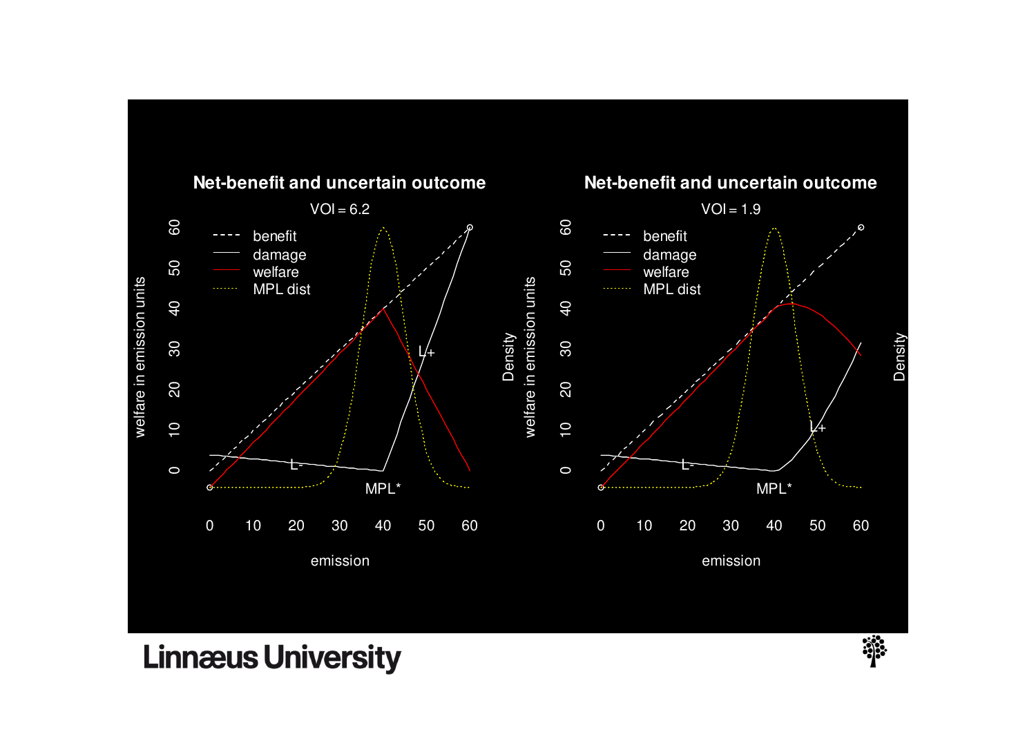## Net-benefit and uncertain outcome

VOI = 6.2

- benefit
- damage
- welfare
- MPL dist

welfare in emission units (y-axis: 0, 10, 20, 30, 40, 50, 60); Density

emission (x-axis: 0, 10, 20, 30, 40, 50, 60)

L-, L+, MPL*

## Net-benefit and uncertain outcome

VOI = 1.9

- benefit
- damage
- welfare
- MPL dist

welfare in emission units (y-axis: 0, 10, 20, 30, 40, 50, 60); Density

emission (x-axis: 0, 10, 20, 30, 40, 50, 60)

L-, L+, MPL*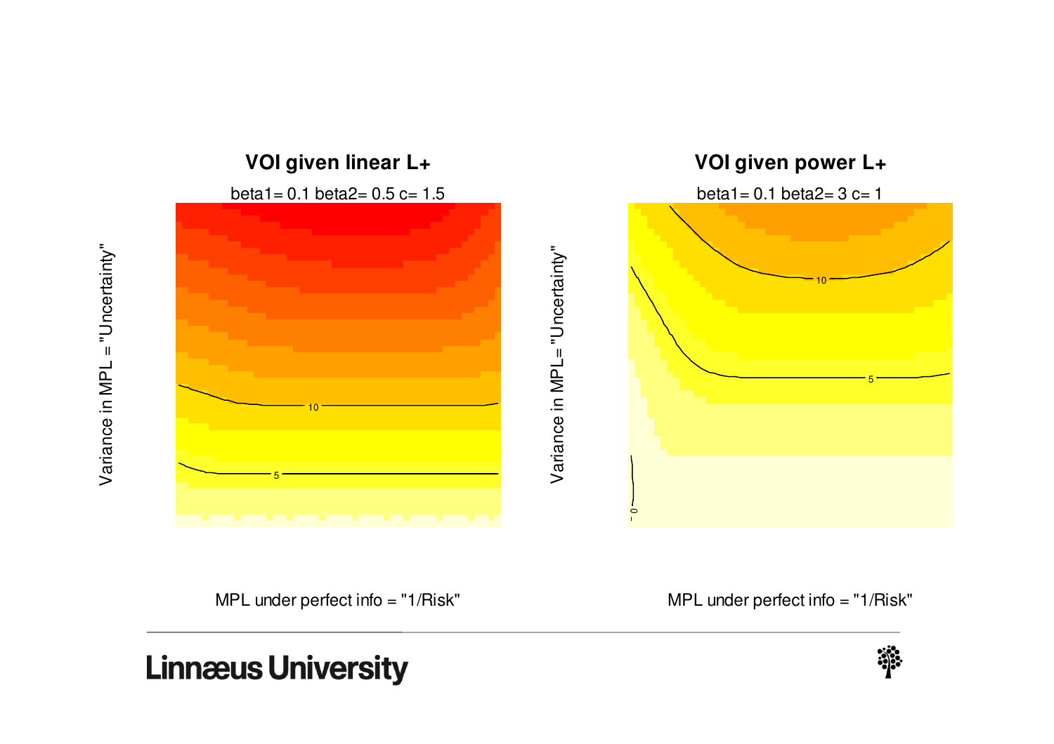**VOI given linear L+**

beta1= 0.1 beta2= 0.5 c= 1.5

Variance in MPL = "Uncertainty"

MPL under perfect info = "1/Risk"

**VOI given power L+**

beta1= 0.1 beta2= 3 c= 1

Variance in MPL="Uncertainty"

MPL under perfect info = "1/Risk"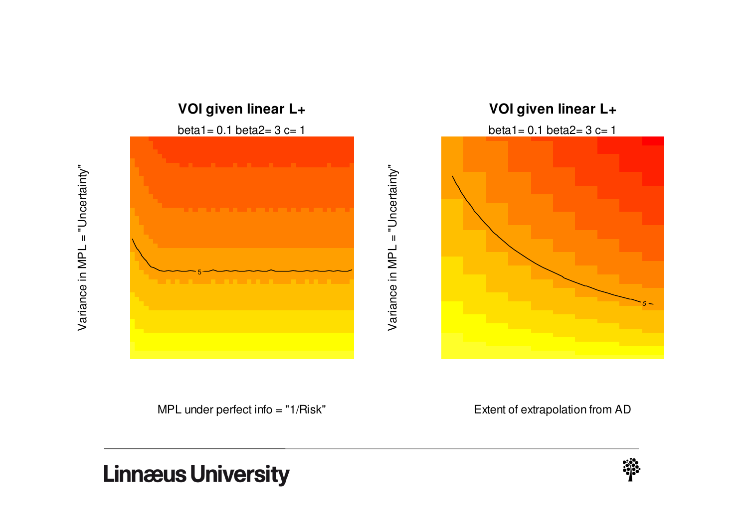**VOI given linear L+**

beta1= 0.1 beta2= 3 c= 1

Variance in MPL = "Uncertainty"

MPL under perfect info = "1/Risk"

**VOI given linear L+**

beta1= 0.1 beta2= 3 c= 1

Variance in MPL = "Uncertainty"

Extent of extrapolation from AD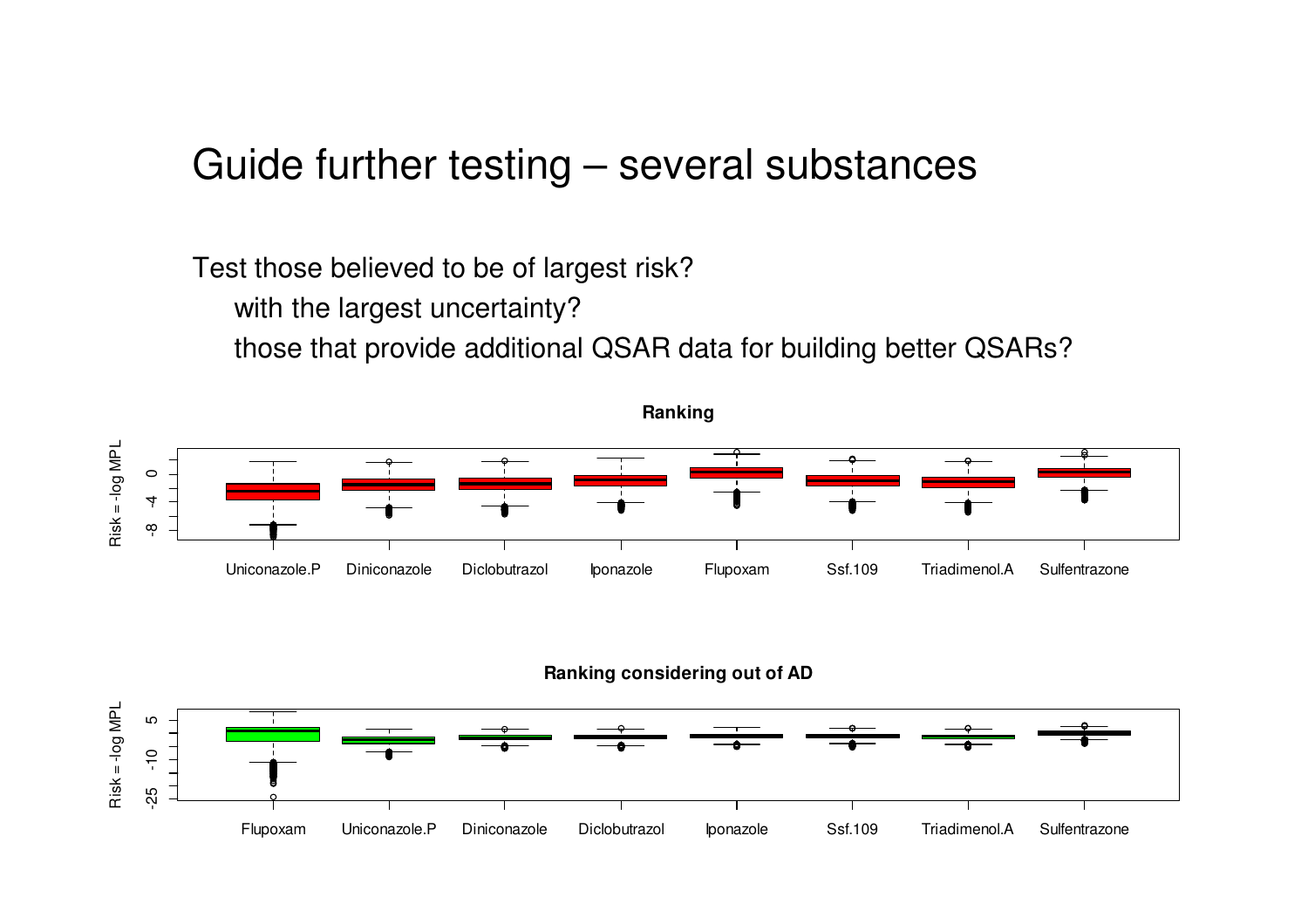# Guide further testing – several substances

Test those believed to be of largest risk?

with the largest uncertainty?

those that provide additional QSAR data for building better QSARs?

**Ranking**

Risk = -log MPL

Uniconazole.P, Diniconazole, Diclobutrazol, Iponazole, Flupoxam, Ssf.109, Triadimenol.A, Sulfentrazone

**Ranking considering out of AD**

Risk = -log MPL

Flupoxam, Uniconazole.P, Diniconazole, Diclobutrazol, Iponazole, Ssf.109, Triadimenol.A, Sulfentrazone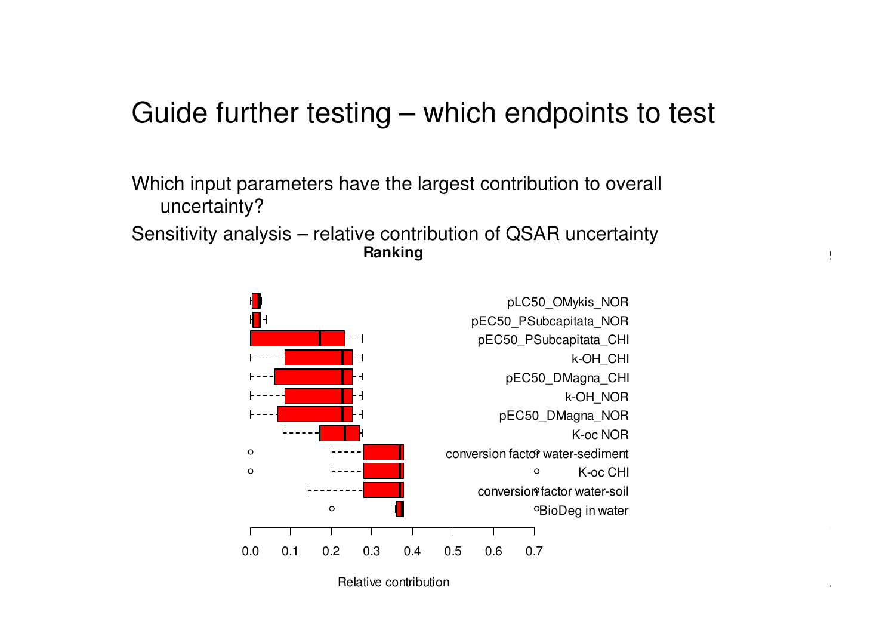# Guide further testing – which endpoints to test

Which input parameters have the largest contribution to overall uncertainty?

Sensitivity analysis – relative contribution of QSAR uncertainty

**Ranking**

pLC50_OMykis_NOR
pEC50_PSubcapitata_NOR
pEC50_PSubcapitata_CHI
k-OH_CHI
pEC50_DMagna_CHI
k-OH_NOR
pEC50_DMagna_NOR
K-oc NOR
conversion factor water-sediment
K-oc CHI
conversion factor water-soil
BioDeg in water

0.0 0.1 0.2 0.3 0.4 0.5 0.6 0.7

Relative contribution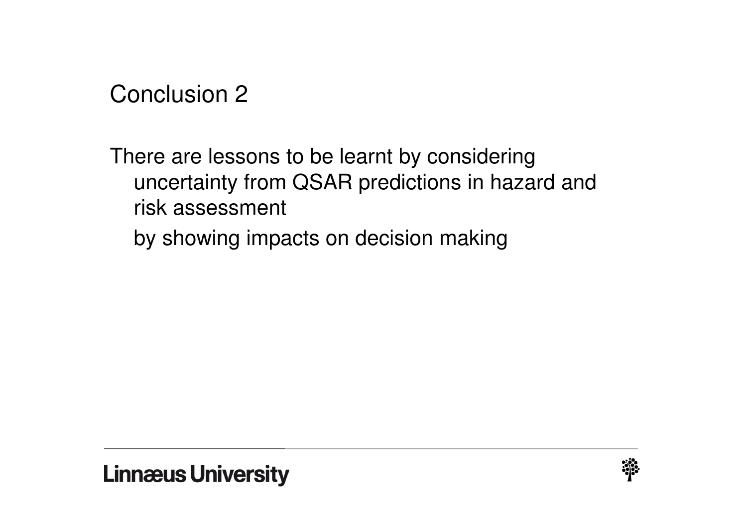# Conclusion 2

There are lessons to be learnt by considering uncertainty from QSAR predictions in hazard and risk assessment

by showing impacts on decision making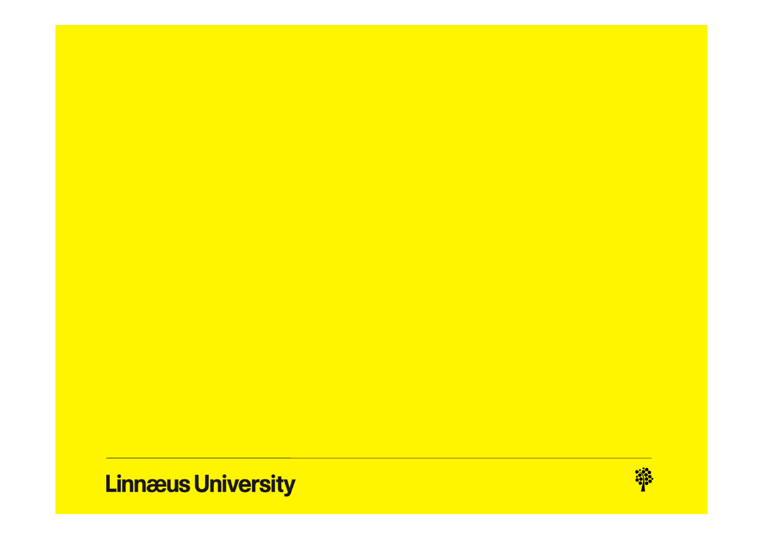Linnæus University